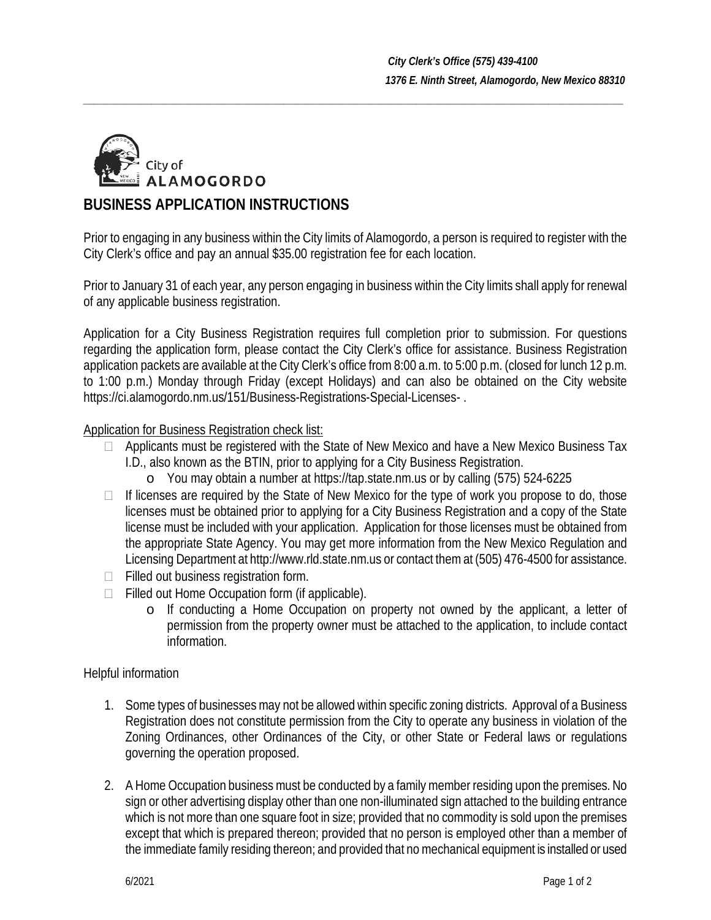*City Clerk's Office (575) 439-4100*
*1376 E. Ninth Street, Alamogordo, New Mexico 88310*

City of
ALAMOGORDO

# BUSINESS APPLICATION INSTRUCTIONS

Prior to engaging in any business within the City limits of Alamogordo, a person is required to register with the City Clerk's office and pay an annual $35.00 registration fee for each location.

Prior to January 31 of each year, any person engaging in business within the City limits shall apply for renewal of any applicable business registration.

Application for a City Business Registration requires full completion prior to submission. For questions regarding the application form, please contact the City Clerk's office for assistance. Business Registration application packets are available at the City Clerk's office from 8:00 a.m. to 5:00 p.m. (closed for lunch 12 p.m. to 1:00 p.m.) Monday through Friday (except Holidays) and can also be obtained on the City website https://ci.alamogordo.nm.us/151/Business-Registrations-Special-Licenses- .

Application for Business Registration check list:

- ☐ Applicants must be registered with the State of New Mexico and have a New Mexico Business Tax I.D., also known as the BTIN, prior to applying for a City Business Registration.
  - You may obtain a number at https://tap.state.nm.us or by calling (575) 524-6225
- ☐ If licenses are required by the State of New Mexico for the type of work you propose to do, those licenses must be obtained prior to applying for a City Business Registration and a copy of the State license must be included with your application. Application for those licenses must be obtained from the appropriate State Agency. You may get more information from the New Mexico Regulation and Licensing Department at http://www.rld.state.nm.us or contact them at (505) 476-4500 for assistance.
- ☐ Filled out business registration form.
- ☐ Filled out Home Occupation form (if applicable).
  - If conducting a Home Occupation on property not owned by the applicant, a letter of permission from the property owner must be attached to the application, to include contact information.

Helpful information

1. Some types of businesses may not be allowed within specific zoning districts. Approval of a Business Registration does not constitute permission from the City to operate any business in violation of the Zoning Ordinances, other Ordinances of the City, or other State or Federal laws or regulations governing the operation proposed.

2. A Home Occupation business must be conducted by a family member residing upon the premises. No sign or other advertising display other than one non-illuminated sign attached to the building entrance which is not more than one square foot in size; provided that no commodity is sold upon the premises except that which is prepared thereon; provided that no person is employed other than a member of the immediate family residing thereon; and provided that no mechanical equipment is installed or used

6/2021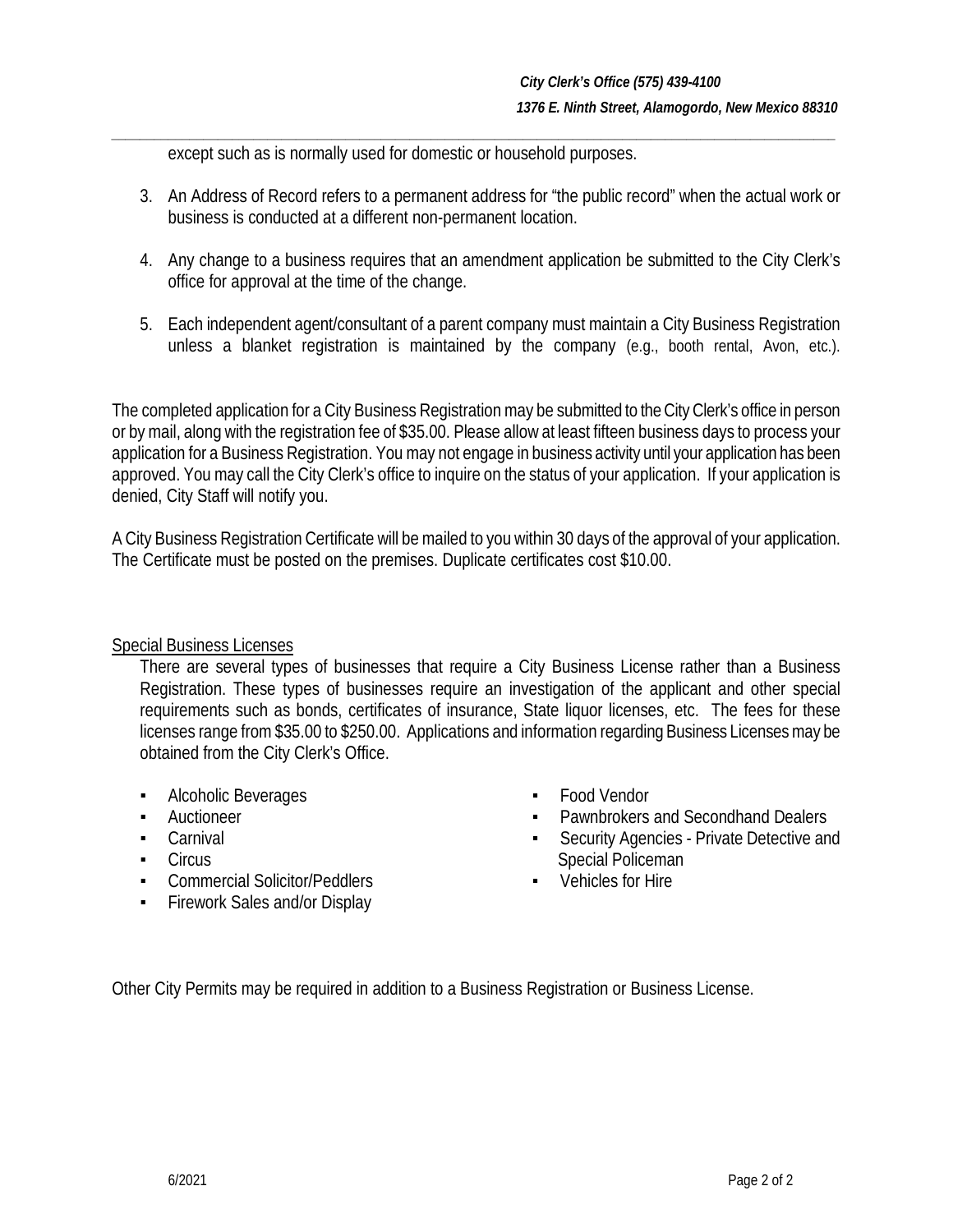except such as is normally used for domestic or household purposes.

3. An Address of Record refers to a permanent address for "the public record" when the actual work or business is conducted at a different non-permanent location.

4. Any change to a business requires that an amendment application be submitted to the City Clerk's office for approval at the time of the change.

5. Each independent agent/consultant of a parent company must maintain a City Business Registration unless a blanket registration is maintained by the company (e.g., booth rental, Avon, etc.).

The completed application for a City Business Registration may be submitted to the City Clerk's office in person or by mail, along with the registration fee of $35.00. Please allow at least fifteen business days to process your application for a Business Registration. You may not engage in business activity until your application has been approved. You may call the City Clerk's office to inquire on the status of your application. If your application is denied, City Staff will notify you.

A City Business Registration Certificate will be mailed to you within 30 days of the approval of your application. The Certificate must be posted on the premises. Duplicate certificates cost $10.00.

Special Business Licenses

There are several types of businesses that require a City Business License rather than a Business Registration. These types of businesses require an investigation of the applicant and other special requirements such as bonds, certificates of insurance, State liquor licenses, etc. The fees for these licenses range from $35.00 to $250.00. Applications and information regarding Business Licenses may be obtained from the City Clerk's Office.

- Alcoholic Beverages
- Auctioneer
- Carnival
- Circus
- Commercial Solicitor/Peddlers
- Firework Sales and/or Display
- Food Vendor
- Pawnbrokers and Secondhand Dealers
- Security Agencies - Private Detective and Special Policeman
- Vehicles for Hire

Other City Permits may be required in addition to a Business Registration or Business License.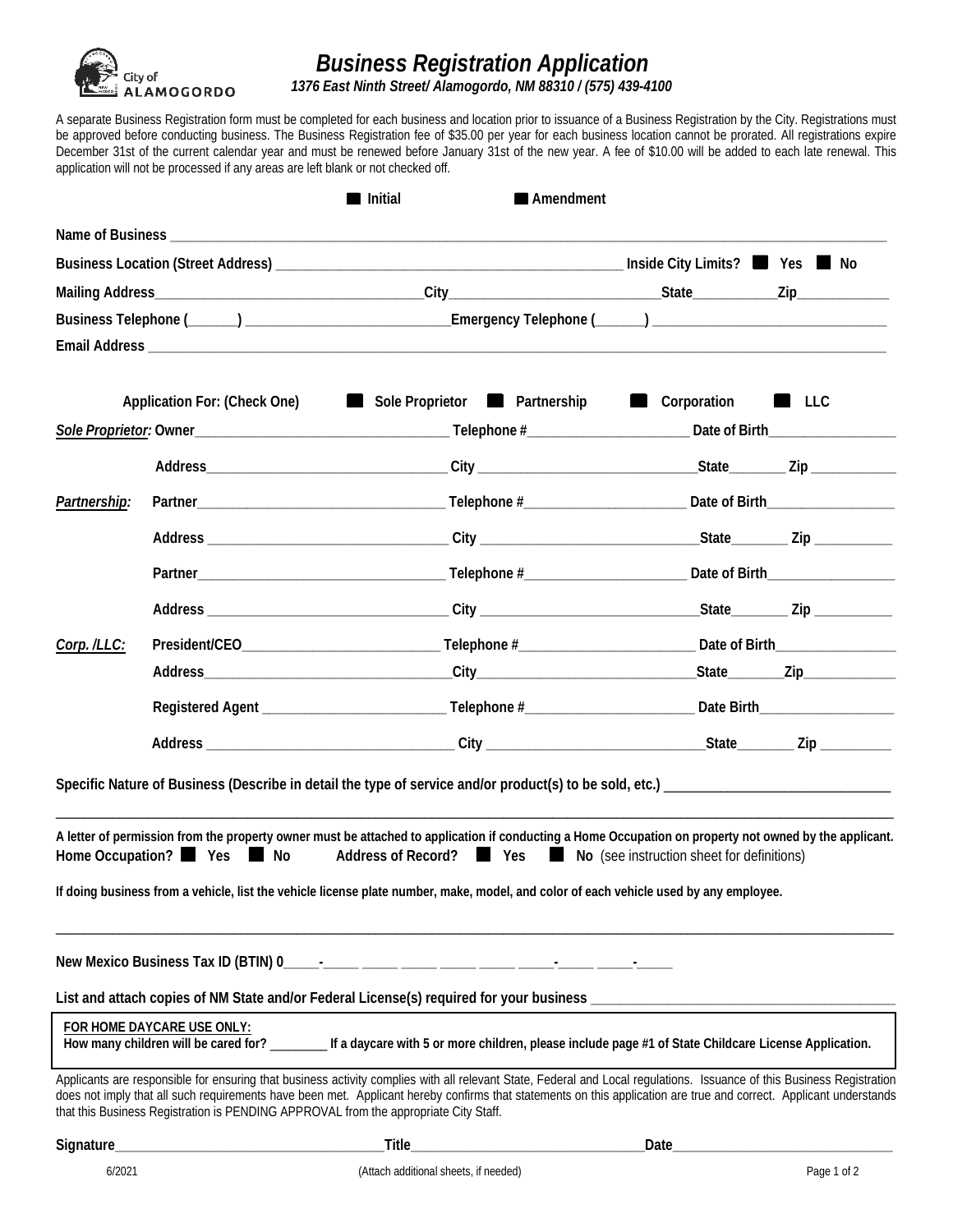# Business Registration Application

***1376 East Ninth Street/ Alamogordo, NM 88310 / (575) 439-4100***

City of ALAMOGORDO

A separate Business Registration form must be completed for each business and location prior to issuance of a Business Registration by the City. Registrations must be approved before conducting business. The Business Registration fee of $35.00 per year for each business location cannot be prorated. All registrations expire December 31st of the current calendar year and must be renewed before January 31st of the new year. A fee of $10.00 will be added to each late renewal. This application will not be processed if any areas are left blank or not checked off.

☐ **Initial** ☐ **Amendment**

**Name of Business** ____________________________________________

**Business Location (Street Address)** ______________________________ **Inside City Limits?** ☐ **Yes** ☐ **No**

**Mailing Address**____________________ **City**____________________ **State**__________ **Zip**__________

**Business Telephone (**______**)** ____________________ **Emergency Telephone (**______**)** ____________________

**Email Address** ____________________________________________

**Application For: (Check One)** ☐ **Sole Proprietor** ☐ **Partnership** ☐ **Corporation** ☐ **LLC**

***Sole Proprietor:*** **Owner**____________________ **Telephone #**__________________ **Date of Birth**______________

**Address**____________________ **City** ____________________ **State**________ **Zip** ____________

***Partnership:*** **Partner**____________________ **Telephone #**__________________ **Date of Birth**______________

**Address** ____________________ **City** ____________________ **State**________ **Zip** ____________

**Partner**____________________ **Telephone #**__________________ **Date of Birth**______________

**Address** ____________________ **City** ____________________ **State**________ **Zip** ____________

***Corp. /LLC:*** **President/CEO**____________________ **Telephone #**__________________ **Date of Birth**______________

**Address**____________________ **City**____________________ **State**________ **Zip**____________

**Registered Agent** ____________________ **Telephone #**__________________ **Date Birth**______________

**Address** ____________________ **City** ____________________ **State**________ **Zip** ____________

**Specific Nature of Business (Describe in detail the type of service and/or product(s) to be sold, etc.)** ______________________________

____________________________________________

**A letter of permission from the property owner must be attached to application if conducting a Home Occupation on property not owned by the applicant.**
**Home Occupation?** ☐ **Yes** ☐ **No** **Address of Record?** ☐ **Yes** ☐ **No** (see instruction sheet for definitions)

**If doing business from a vehicle, list the vehicle license plate number, make, model, and color of each vehicle used by any employee.**

____________________________________________

**New Mexico Business Tax ID (BTIN) 0**_____-_____ _____ _____ _____ _____ _____-_____ _____-_____

**List and attach copies of NM State and/or Federal License(s) required for your business** ______________________________

**FOR HOME DAYCARE USE ONLY:**
**How many children will be cared for?** ________ **If a daycare with 5 or more children, please include page #1 of State Childcare License Application.**

Applicants are responsible for ensuring that business activity complies with all relevant State, Federal and Local regulations. Issuance of this Business Registration does not imply that all such requirements have been met. Applicant hereby confirms that statements on this application are true and correct. Applicant understands that this Business Registration is PENDING APPROVAL from the appropriate City Staff.

**Signature**______________________ **Title**______________________ **Date**______________________

6/2021 (Attach additional sheets, if needed)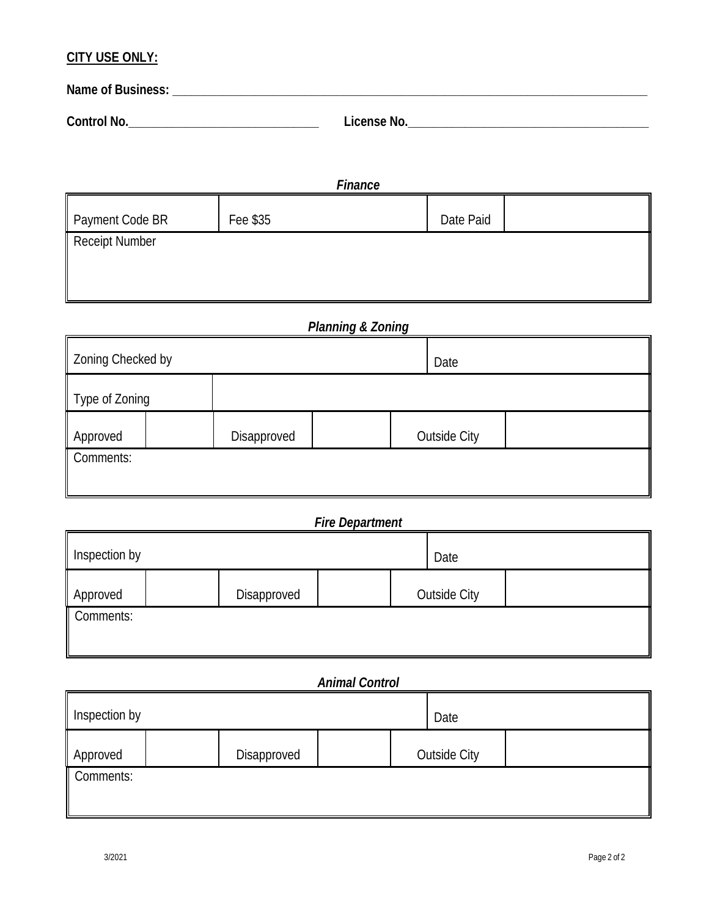**CITY USE ONLY:**

**Name of Business:** ______________________________________________________________________________

**Control No.**_______________________________ **License No.**_______________________________________

***Finance***

| Payment Code BR | Fee $35 | Date Paid | |
|---|---|---|---|
| Receipt Number | | | |

***Planning & Zoning***

| Zoning Checked by | | | | | Date |
|---|---|---|---|---|---|
| Type of Zoning | | | | | |
| Approved | | Disapproved | | Outside City | |
| Comments: | | | | | |

***Fire Department***

| Inspection by | | | | | Date |
|---|---|---|---|---|---|
| Approved | | Disapproved | | Outside City | |
| Comments: | | | | | |

***Animal Control***

| Inspection by | | | | | Date |
|---|---|---|---|---|---|
| Approved | | Disapproved | | Outside City | |
| Comments: | | | | | |

3/2021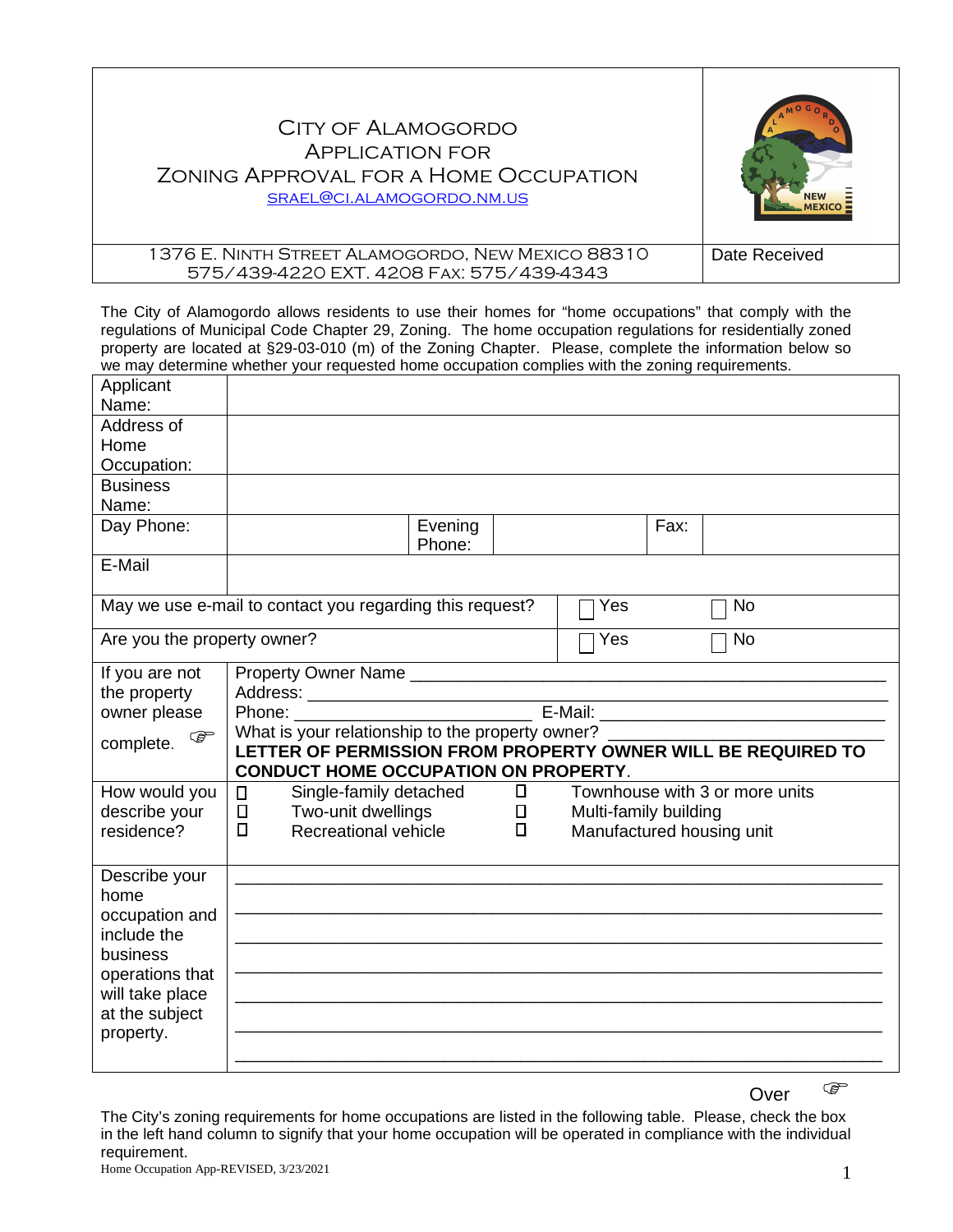# City of Alamogordo
# Application for Zoning Approval for a Home Occupation

SRAEL@CI.ALAMOGORDO.NM.US

| 1376 E. Ninth Street Alamogordo, New Mexico 88310<br>575/439-4220 ext. 4208 Fax: 575/439-4343 | Date Received |
|---|---|

The City of Alamogordo allows residents to use their homes for "home occupations" that comply with the regulations of Municipal Code Chapter 29, Zoning. The home occupation regulations for residentially zoned property are located at §29-03-010 (m) of the Zoning Chapter. Please, complete the information below so we may determine whether your requested home occupation complies with the zoning requirements.

| Applicant Name: | | | | | |
|---|---|---|---|---|---|
| Address of Home Occupation: | | | | | |
| Business Name: | | | | | |
| Day Phone: | | Evening Phone: | | Fax: | |
| E-Mail | | | | | |

| May we use e-mail to contact you regarding this request? | ☐ Yes | ☐ No |
|---|---|---|
| Are you the property owner? | ☐ Yes | ☐ No |

| If you are not the property owner please complete. ☞ | Property Owner Name ____________________<br>Address: ____________________<br>Phone: ____________ E-Mail: ____________<br>What is your relationship to the property owner? ____________<br>**LETTER OF PERMISSION FROM PROPERTY OWNER WILL BE REQUIRED TO CONDUCT HOME OCCUPATION ON PROPERTY.** |
|---|---|
| How would you describe your residence? | ☐ Single-family detached ☐ Townhouse with 3 or more units<br>☐ Two-unit dwellings ☐ Multi-family building<br>☐ Recreational vehicle ☐ Manufactured housing unit |
| Describe your home occupation and include the business operations that will take place at the subject property. | ____________________<br>____________________<br>____________________<br>____________________<br>____________________<br>____________________<br>____________________ |

Over ☞

The City's zoning requirements for home occupations are listed in the following table. Please, check the box in the left hand column to signify that your home occupation will be operated in compliance with the individual requirement.

Home Occupation App-REVISED, 3/23/2021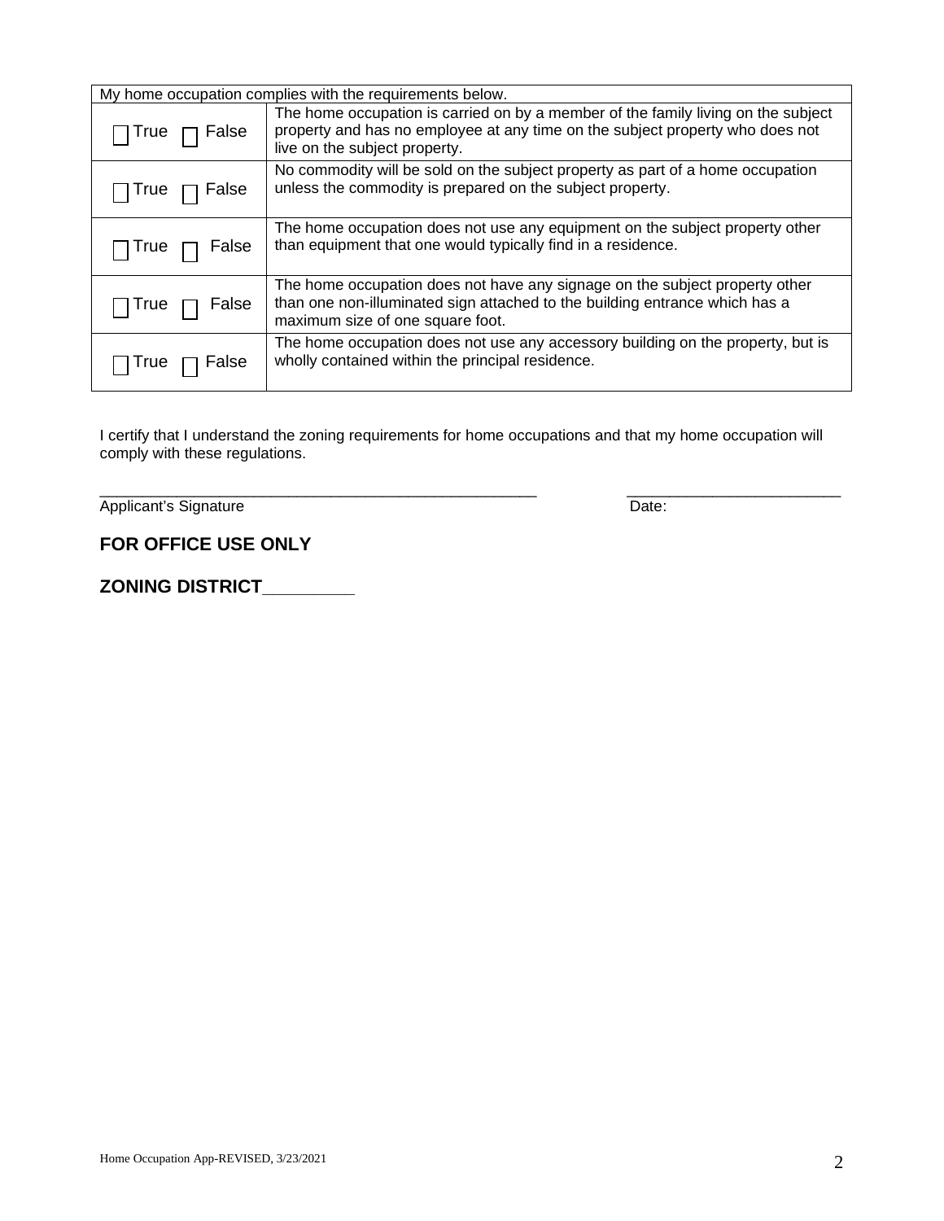| My home occupation complies with the requirements below. | |
|---|---|
| ☐ True ☐ False | The home occupation is carried on by a member of the family living on the subject property and has no employee at any time on the subject property who does not live on the subject property. |
| ☐ True ☐ False | No commodity will be sold on the subject property as part of a home occupation unless the commodity is prepared on the subject property. |
| ☐ True ☐ False | The home occupation does not use any equipment on the subject property other than equipment that one would typically find in a residence. |
| ☐ True ☐ False | The home occupation does not have any signage on the subject property other than one non-illuminated sign attached to the building entrance which has a maximum size of one square foot. |
| ☐ True ☐ False | The home occupation does not use any accessory building on the property, but is wholly contained within the principal residence. |

I certify that I understand the zoning requirements for home occupations and that my home occupation will comply with these regulations.

_____________________________________________________ Applicant's Signature

_________________________ Date:

**FOR OFFICE USE ONLY**

**ZONING DISTRICT**_________